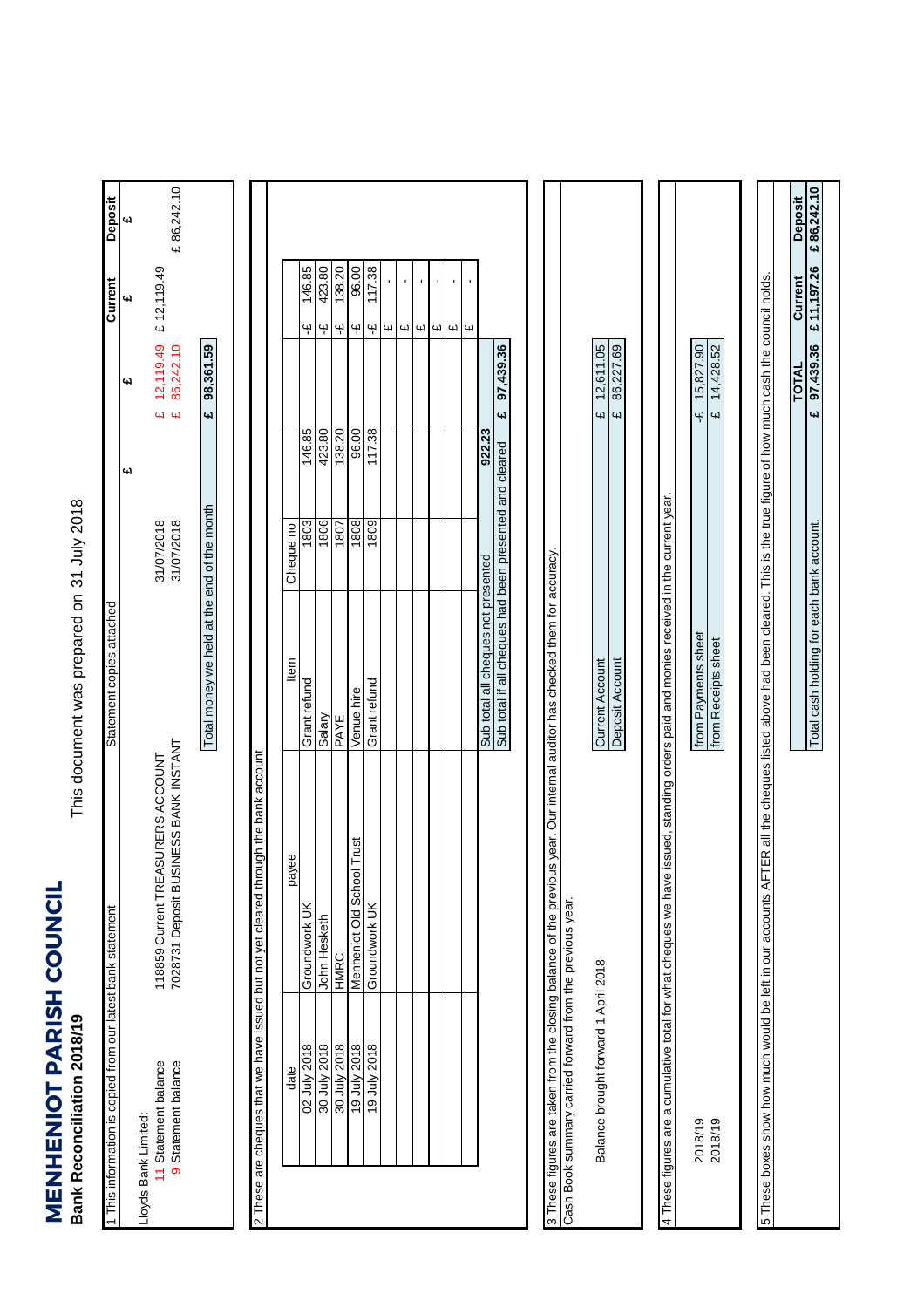# MENHENIOT PARISH COUNCIL

**Bank Reconciliation 2018/19**

This document was prepared on 31 July 2018

## 1 This information is copied from our latest bank statement

Lloyds Bank Limited:

| | | Statement copies attached | £ | £ | Current £ | Deposit £ |
|---|---|---|---|---|---|---|
| 11 Statement balance | 118859 Current TREASURERS ACCOUNT | 31/07/2018 | | £ 12,119.49 | £ 12,119.49 | |
| 9 Statement balance | 7028731 Deposit BUSINESS BANK INSTANT | 31/07/2018 | | £ 86,242.10 | | £ 86,242.10 |
| | | Total money we held at the end of the month | | £ 98,361.59 | | |

## 2 These are cheques that we have issued but not yet cleared through the bank account

| date | payee | Item | Cheque no | | |
|---|---|---|---|---|---|
| 02 July 2018 | Groundwork UK | Grant refund | 1803 | 146.85 | -£ 146.85 |
| 30 July 2018 | John Hesketh | Salary | 1806 | 423.80 | -£ 423.80 |
| 30 July 2018 | HMRC | PAYE | 1807 | 138.20 | -£ 138.20 |
| 19 July 2018 | Menheniot Old School Trust | Venue hire | 1808 | 96.00 | -£ 96.00 |
| 19 July 2018 | Groundwork UK | Grant refund | 1809 | 117.38 | -£ 117.38 |
| | | | | | £ - |
| | | | | | £ - |
| | | | | | £ - |
| | | | | | £ - |
| | | | | | £ - |
| | | Sub total all cheques not presented | | 922.23 | |
| | | Sub total if all cheques had been presented and cleared | | £ 97,439.36 | |

## 3 These figures are taken from the closing balance of the previous year. Our internal auditor has checked them for accuracy.

Cash Book summary carried forward from the previous year.

| | | | |
|---|---|---|---|
| Balance brought forward 1 April 2018 | Current Account | £ 12,611.05 |
| | Deposit Account | £ 86,227.69 |

## 4 These figures are a cumulative total for what cheques we have issued, standing orders paid and monies received in the current year.

| | | |
|---|---|---|
| 2018/19 | from Payments sheet | -£ 15,827.90 |
| 2018/19 | from Receipts sheet | £ 14,428.52 |

## 5 These boxes show how much would be left in our accounts AFTER all the cheques listed above had been cleared. This is the true figure of how much cash the council holds.

| | TOTAL | Current | Deposit |
|---|---|---|---|
| Total cash holding for each bank account. | £ 97,439.36 | £ 11,197.26 | £ 86,242.10 |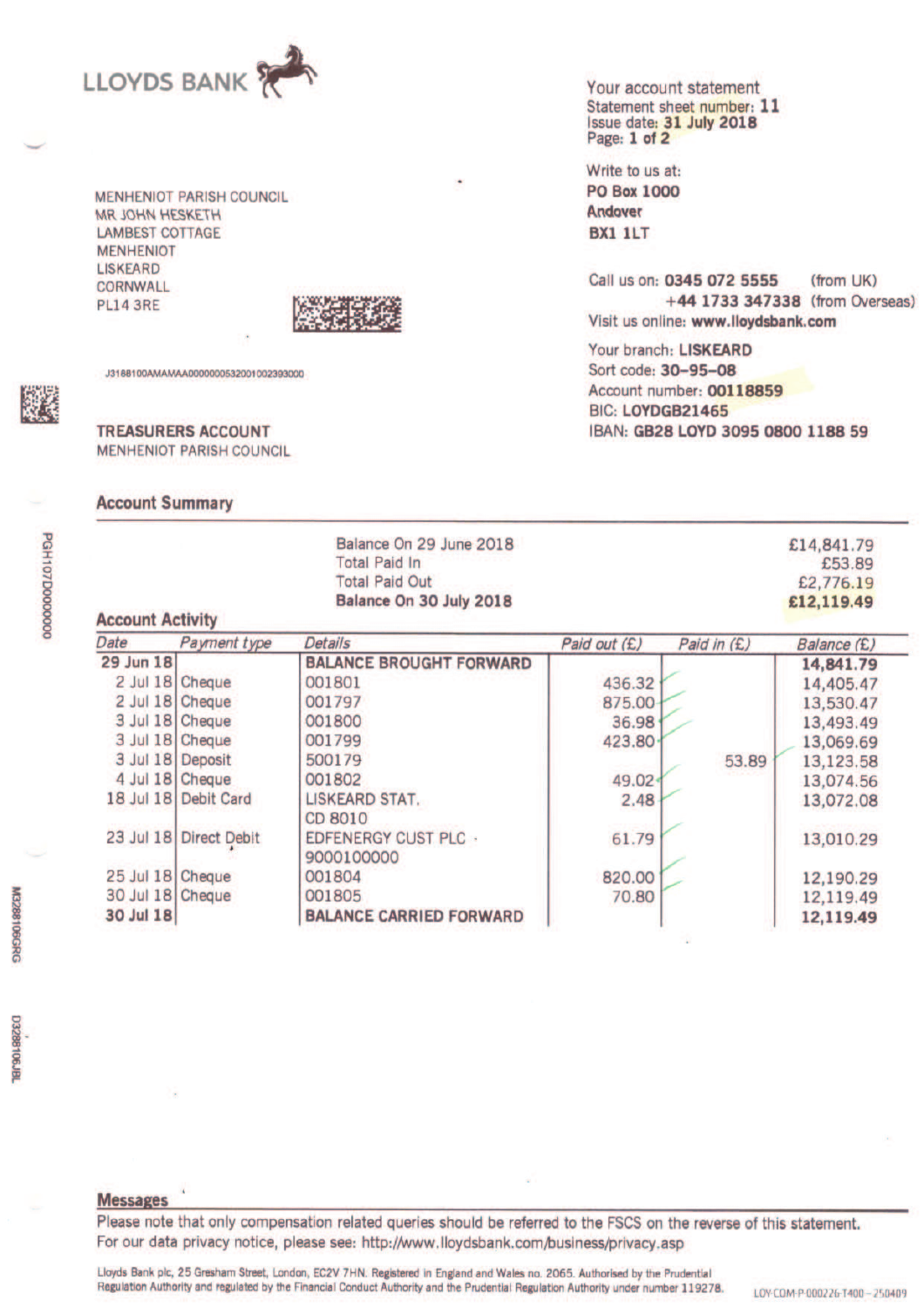# LLOYDS BANK

Your account statement
Statement sheet number: **11**
Issue date: **31 July 2018**

Write to us at:
**PO Box 1000**
**Andover**
**BX1 1LT**

Call us on: **0345 072 5555** (from UK)
**+44 1733 347338** (from Overseas)
Visit us online: **www.lloydsbank.com**

Your branch: **LISKEARD**
Sort code: **30-95-08**
Account number: **00118859**
BIC: **LOYDGB21465**
IBAN: **GB28 LOYD 3095 0800 1188 59**

MENHENIOT PARISH COUNCIL
MR JOHN HESKETH
LAMBEST COTTAGE
MENHENIOT
LISKEARD
CORNWALL
PL14 3RE

J3188100AMAMAA00000005320010023930000

**TREASURERS ACCOUNT**
MENHENIOT PARISH COUNCIL

## Account Summary

| | |
|---|---|
| Balance On 29 June 2018 | £14,841.79 |
| Total Paid In | £53.89 |
| Total Paid Out | £2,776.19 |
| **Balance On 30 July 2018** | **£12,119.49** |

## Account Activity

| Date | Payment type | Details | Paid out (£) | Paid in (£) | Balance (£) |
|---|---|---|---|---|---|
| **29 Jun 18** | | **BALANCE BROUGHT FORWARD** | | | **14,841.79** |
| 2 Jul 18 | Cheque | 001801 | 436.32 | | 14,405.47 |
| 2 Jul 18 | Cheque | 001797 | 875.00 | | 13,530.47 |
| 3 Jul 18 | Cheque | 001800 | 36.98 | | 13,493.49 |
| 3 Jul 18 | Cheque | 001799 | 423.80 | | 13,069.69 |
| 3 Jul 18 | Deposit | 500179 | | 53.89 | 13,123.58 |
| 4 Jul 18 | Cheque | 001802 | 49.02 | | 13,074.56 |
| 18 Jul 18 | Debit Card | LISKEARD STAT. CD 8010 | 2.48 | | 13,072.08 |
| 23 Jul 18 | Direct Debit | EDFENERGY CUST PLC 9000100000 | 61.79 | | 13,010.29 |
| 25 Jul 18 | Cheque | 001804 | 820.00 | | 12,190.29 |
| 30 Jul 18 | Cheque | 001805 | 70.80 | | 12,119.49 |
| **30 Jul 18** | | **BALANCE CARRIED FORWARD** | | | **12,119.49** |

## Messages

Please note that only compensation related queries should be referred to the FSCS on the reverse of this statement.
For our data privacy notice, please see: http://www.lloydsbank.com/business/privacy.asp

Lloyds Bank plc, 25 Gresham Street, London, EC2V 7HN. Registered in England and Wales no. 2065. Authorised by the Prudential Regulation Authority and regulated by the Financial Conduct Authority and the Prudential Regulation Authority under number 119278.

LOY-COM-P-000226-T400-250409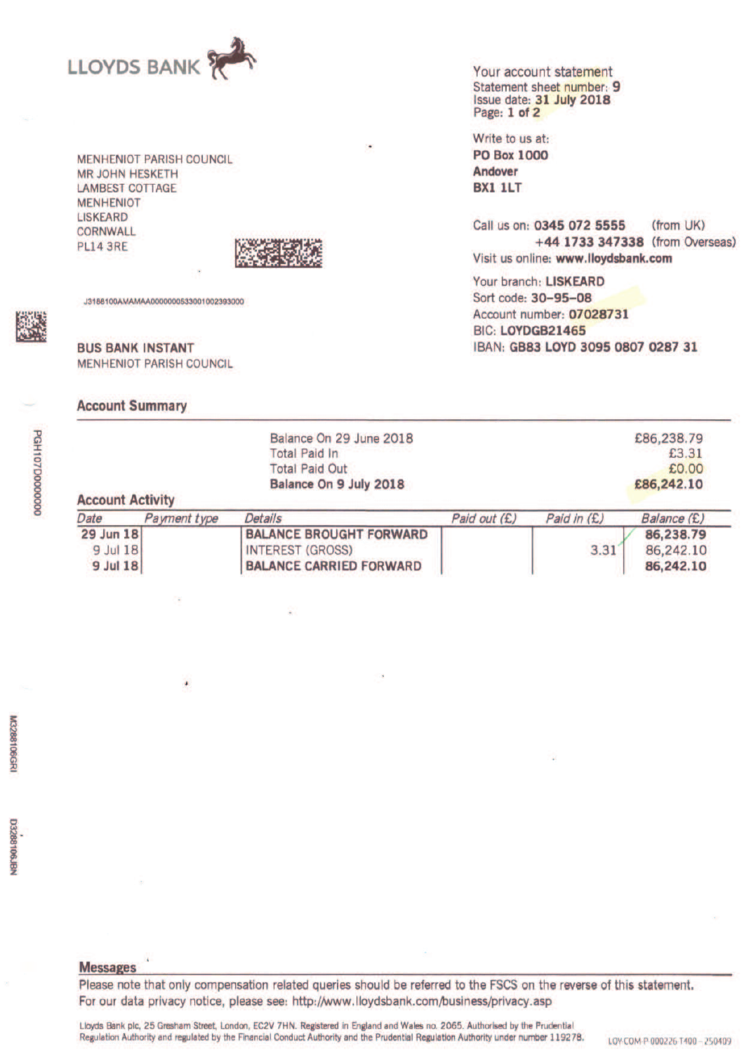# LLOYDS BANK

Your account statement
Statement sheet number: **9**
Issue date: **31 July 2018**
Page: **1 of 2**

Write to us at:
**PO Box 1000**
**Andover**
**BX1 1LT**

Call us on: **0345 072 5555** (from UK)
**+44 1733 347338** (from Overseas)
Visit us online: **www.lloydsbank.com**

Your branch: **LISKEARD**
Sort code: **30-95-08**
Account number: **07028731**
BIC: **LOYDGB21465**
IBAN: **GB83 LOYD 3095 0807 0287 31**

MENHENIOT PARISH COUNCIL
MR JOHN HESKETH
LAMBEST COTTAGE
MENHENIOT
LISKEARD
CORNWALL
PL14 3RE

J3188100AMAMAA0000000533001002393000

**BUS BANK INSTANT**
MENHENIOT PARISH COUNCIL

## Account Summary

| | |
|---|---|
| Balance On 29 June 2018 | £86,238.79 |
| Total Paid In | £3.31 |
| Total Paid Out | £0.00 |
| **Balance On 9 July 2018** | **£86,242.10** |

## Account Activity

| Date | Payment type | Details | Paid out (£) | Paid in (£) | Balance (£) |
|---|---|---|---|---|---|
| **29 Jun 18** | | **BALANCE BROUGHT FORWARD** | | | **86,238.79** |
| 9 Jul 18 | | INTEREST (GROSS) | | 3.31 | 86,242.10 |
| **9 Jul 18** | | **BALANCE CARRIED FORWARD** | | | **86,242.10** |

## Messages

Please note that only compensation related queries should be referred to the FSCS on the reverse of this statement.
For our data privacy notice, please see: http://www.lloydsbank.com/business/privacy.asp

Lloyds Bank plc, 25 Gresham Street, London, EC2V 7HN. Registered in England and Wales no. 2065. Authorised by the Prudential Regulation Authority and regulated by the Financial Conduct Authority and the Prudential Regulation Authority under number 119278.

LOY-COM-P 000226 T400 - 250409